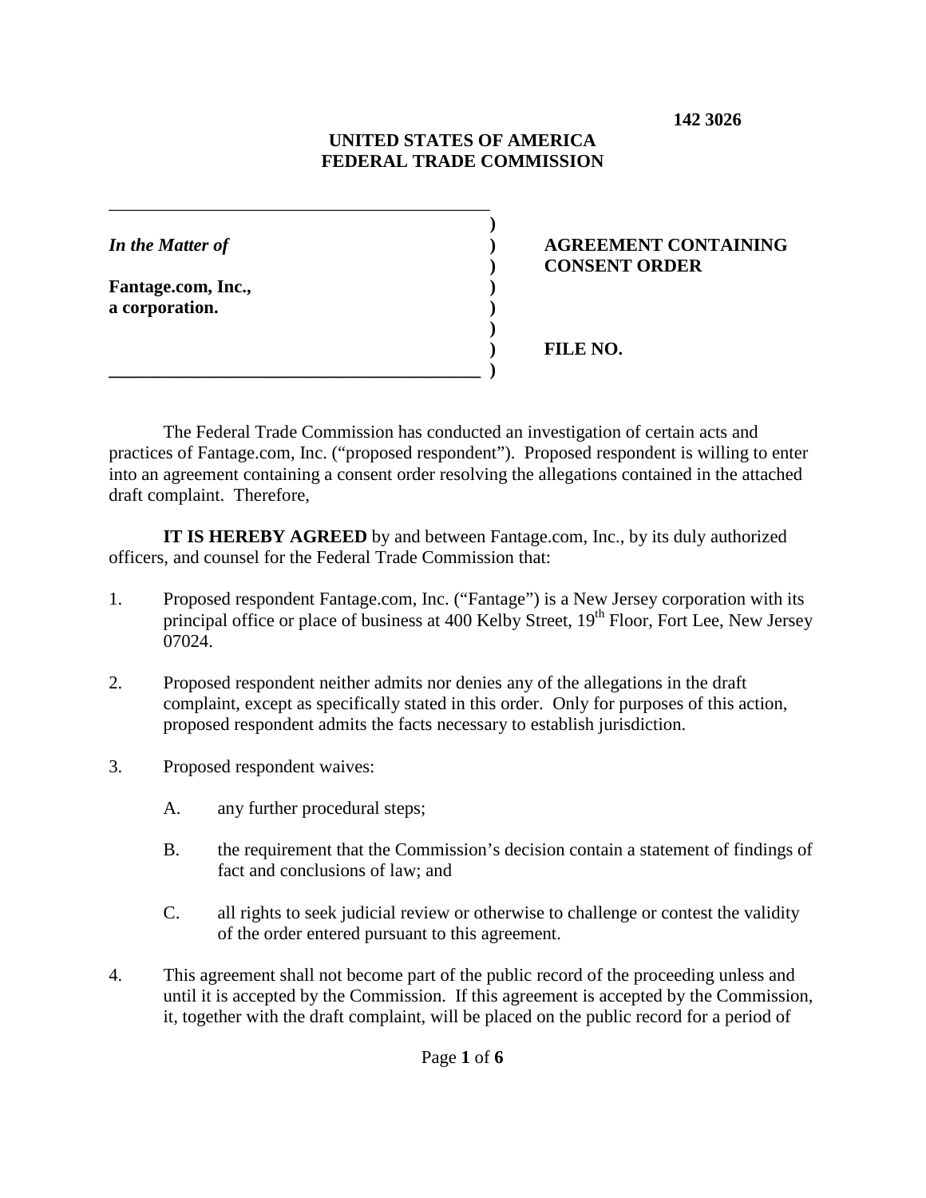**142 3026**

**UNITED STATES OF AMERICA**
**FEDERAL TRADE COMMISSION**

| | | |
|---|---|---|
| *In the Matter of* | ) | **AGREEMENT CONTAINING CONSENT ORDER** |
| **Fantage.com, Inc.,** | ) | |
| **a corporation.** | ) | |
| | ) | **FILE NO.** |

The Federal Trade Commission has conducted an investigation of certain acts and practices of Fantage.com, Inc. ("proposed respondent"). Proposed respondent is willing to enter into an agreement containing a consent order resolving the allegations contained in the attached draft complaint. Therefore,

**IT IS HEREBY AGREED** by and between Fantage.com, Inc., by its duly authorized officers, and counsel for the Federal Trade Commission that:

1. Proposed respondent Fantage.com, Inc. ("Fantage") is a New Jersey corporation with its principal office or place of business at 400 Kelby Street, 19th Floor, Fort Lee, New Jersey 07024.

2. Proposed respondent neither admits nor denies any of the allegations in the draft complaint, except as specifically stated in this order. Only for purposes of this action, proposed respondent admits the facts necessary to establish jurisdiction.

3. Proposed respondent waives:

   A. any further procedural steps;

   B. the requirement that the Commission's decision contain a statement of findings of fact and conclusions of law; and

   C. all rights to seek judicial review or otherwise to challenge or contest the validity of the order entered pursuant to this agreement.

4. This agreement shall not become part of the public record of the proceeding unless and until it is accepted by the Commission. If this agreement is accepted by the Commission, it, together with the draft complaint, will be placed on the public record for a period of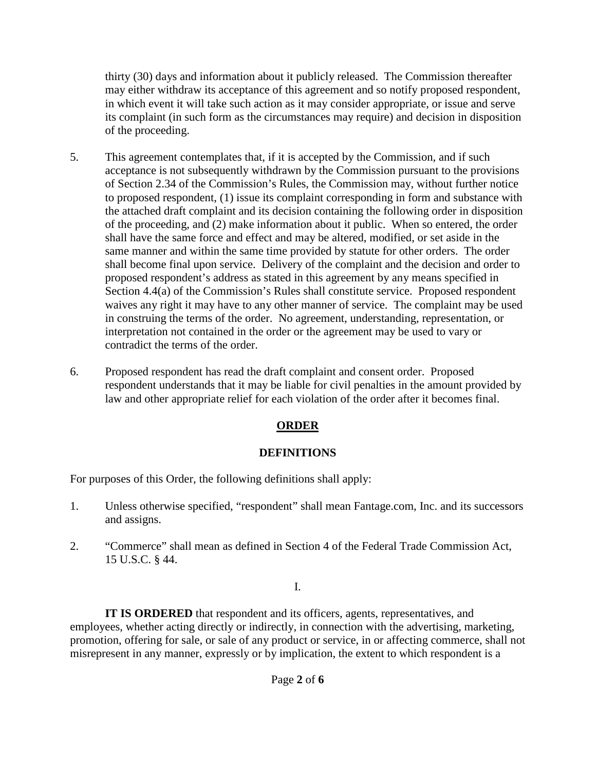thirty (30) days and information about it publicly released. The Commission thereafter may either withdraw its acceptance of this agreement and so notify proposed respondent, in which event it will take such action as it may consider appropriate, or issue and serve its complaint (in such form as the circumstances may require) and decision in disposition of the proceeding.

5. This agreement contemplates that, if it is accepted by the Commission, and if such acceptance is not subsequently withdrawn by the Commission pursuant to the provisions of Section 2.34 of the Commission's Rules, the Commission may, without further notice to proposed respondent, (1) issue its complaint corresponding in form and substance with the attached draft complaint and its decision containing the following order in disposition of the proceeding, and (2) make information about it public. When so entered, the order shall have the same force and effect and may be altered, modified, or set aside in the same manner and within the same time provided by statute for other orders. The order shall become final upon service. Delivery of the complaint and the decision and order to proposed respondent's address as stated in this agreement by any means specified in Section 4.4(a) of the Commission's Rules shall constitute service. Proposed respondent waives any right it may have to any other manner of service. The complaint may be used in construing the terms of the order. No agreement, understanding, representation, or interpretation not contained in the order or the agreement may be used to vary or contradict the terms of the order.

6. Proposed respondent has read the draft complaint and consent order. Proposed respondent understands that it may be liable for civil penalties in the amount provided by law and other appropriate relief for each violation of the order after it becomes final.

## ORDER

### DEFINITIONS

For purposes of this Order, the following definitions shall apply:

1. Unless otherwise specified, "respondent" shall mean Fantage.com, Inc. and its successors and assigns.

2. "Commerce" shall mean as defined in Section 4 of the Federal Trade Commission Act, 15 U.S.C. § 44.

I.

**IT IS ORDERED** that respondent and its officers, agents, representatives, and employees, whether acting directly or indirectly, in connection with the advertising, marketing, promotion, offering for sale, or sale of any product or service, in or affecting commerce, shall not misrepresent in any manner, expressly or by implication, the extent to which respondent is a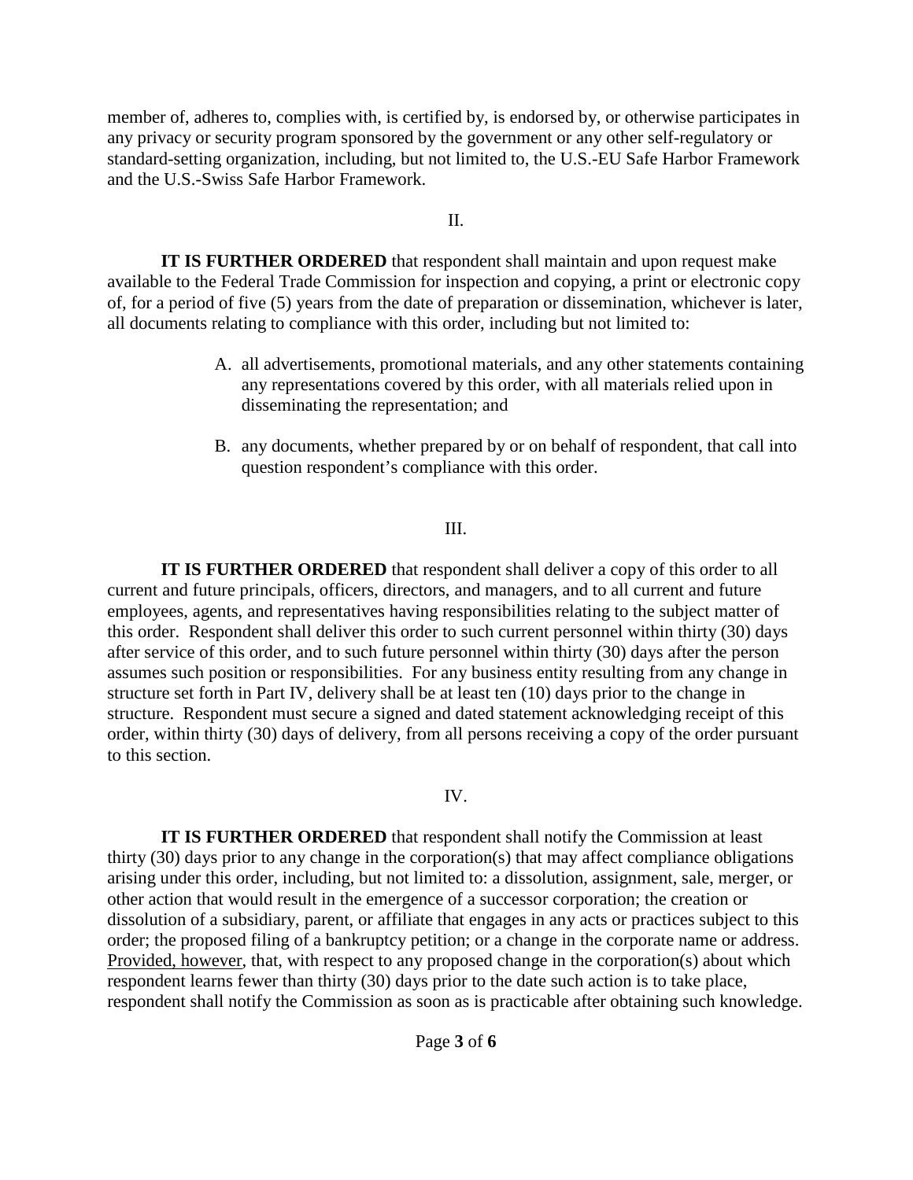member of, adheres to, complies with, is certified by, is endorsed by, or otherwise participates in any privacy or security program sponsored by the government or any other self-regulatory or standard-setting organization, including, but not limited to, the U.S.-EU Safe Harbor Framework and the U.S.-Swiss Safe Harbor Framework.

II.

**IT IS FURTHER ORDERED** that respondent shall maintain and upon request make available to the Federal Trade Commission for inspection and copying, a print or electronic copy of, for a period of five (5) years from the date of preparation or dissemination, whichever is later, all documents relating to compliance with this order, including but not limited to:

A. all advertisements, promotional materials, and any other statements containing any representations covered by this order, with all materials relied upon in disseminating the representation; and

B. any documents, whether prepared by or on behalf of respondent, that call into question respondent's compliance with this order.

III.

**IT IS FURTHER ORDERED** that respondent shall deliver a copy of this order to all current and future principals, officers, directors, and managers, and to all current and future employees, agents, and representatives having responsibilities relating to the subject matter of this order. Respondent shall deliver this order to such current personnel within thirty (30) days after service of this order, and to such future personnel within thirty (30) days after the person assumes such position or responsibilities. For any business entity resulting from any change in structure set forth in Part IV, delivery shall be at least ten (10) days prior to the change in structure. Respondent must secure a signed and dated statement acknowledging receipt of this order, within thirty (30) days of delivery, from all persons receiving a copy of the order pursuant to this section.

IV.

**IT IS FURTHER ORDERED** that respondent shall notify the Commission at least thirty (30) days prior to any change in the corporation(s) that may affect compliance obligations arising under this order, including, but not limited to: a dissolution, assignment, sale, merger, or other action that would result in the emergence of a successor corporation; the creation or dissolution of a subsidiary, parent, or affiliate that engages in any acts or practices subject to this order; the proposed filing of a bankruptcy petition; or a change in the corporate name or address. Provided, however, that, with respect to any proposed change in the corporation(s) about which respondent learns fewer than thirty (30) days prior to the date such action is to take place, respondent shall notify the Commission as soon as is practicable after obtaining such knowledge.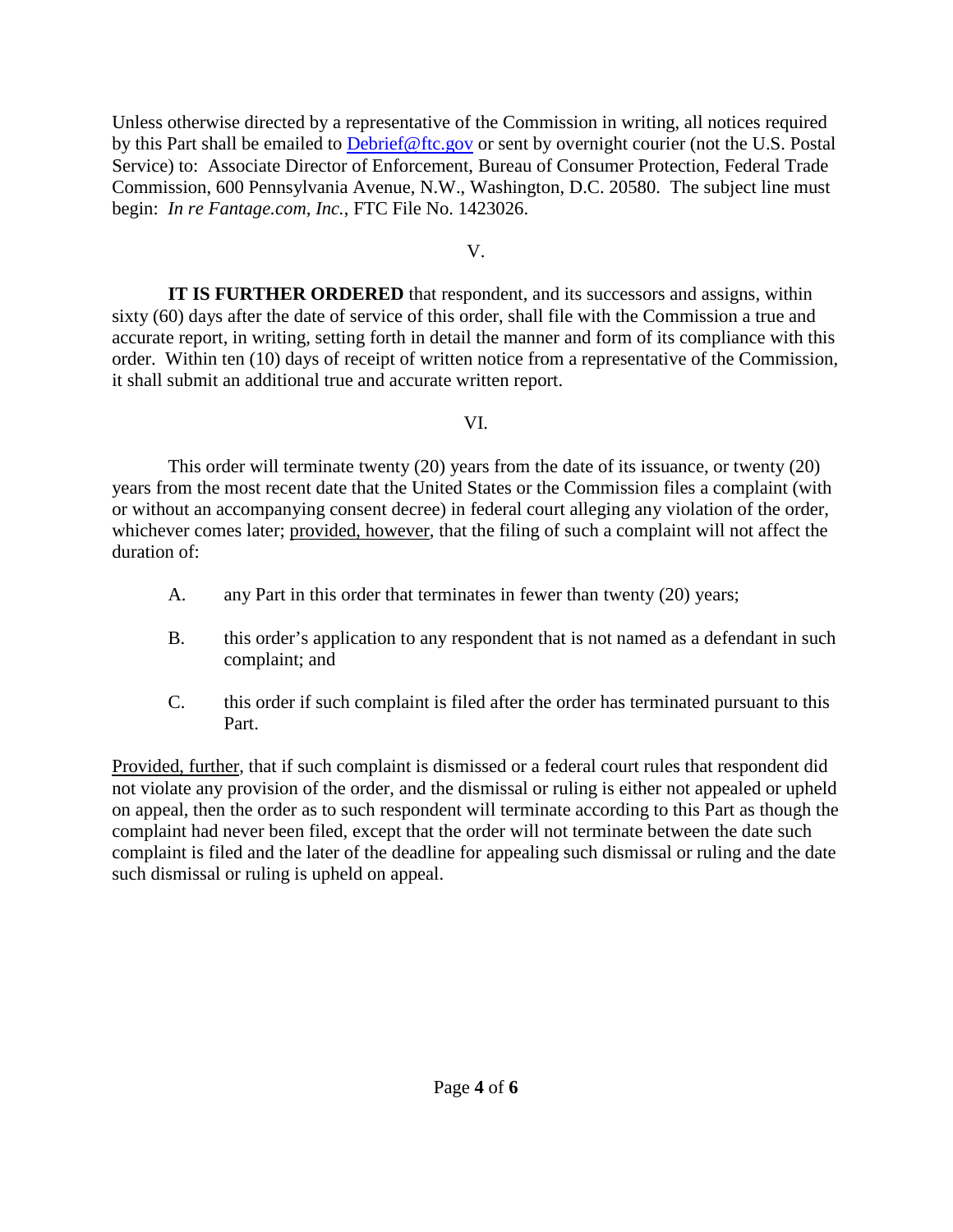Unless otherwise directed by a representative of the Commission in writing, all notices required by this Part shall be emailed to Debrief@ftc.gov or sent by overnight courier (not the U.S. Postal Service) to: Associate Director of Enforcement, Bureau of Consumer Protection, Federal Trade Commission, 600 Pennsylvania Avenue, N.W., Washington, D.C. 20580. The subject line must begin: *In re Fantage.com, Inc.*, FTC File No. 1423026.

V.

**IT IS FURTHER ORDERED** that respondent, and its successors and assigns, within sixty (60) days after the date of service of this order, shall file with the Commission a true and accurate report, in writing, setting forth in detail the manner and form of its compliance with this order. Within ten (10) days of receipt of written notice from a representative of the Commission, it shall submit an additional true and accurate written report.

VI.

This order will terminate twenty (20) years from the date of its issuance, or twenty (20) years from the most recent date that the United States or the Commission files a complaint (with or without an accompanying consent decree) in federal court alleging any violation of the order, whichever comes later; provided, however, that the filing of such a complaint will not affect the duration of:

A. any Part in this order that terminates in fewer than twenty (20) years;

B. this order's application to any respondent that is not named as a defendant in such complaint; and

C. this order if such complaint is filed after the order has terminated pursuant to this Part.

Provided, further, that if such complaint is dismissed or a federal court rules that respondent did not violate any provision of the order, and the dismissal or ruling is either not appealed or upheld on appeal, then the order as to such respondent will terminate according to this Part as though the complaint had never been filed, except that the order will not terminate between the date such complaint is filed and the later of the deadline for appealing such dismissal or ruling and the date such dismissal or ruling is upheld on appeal.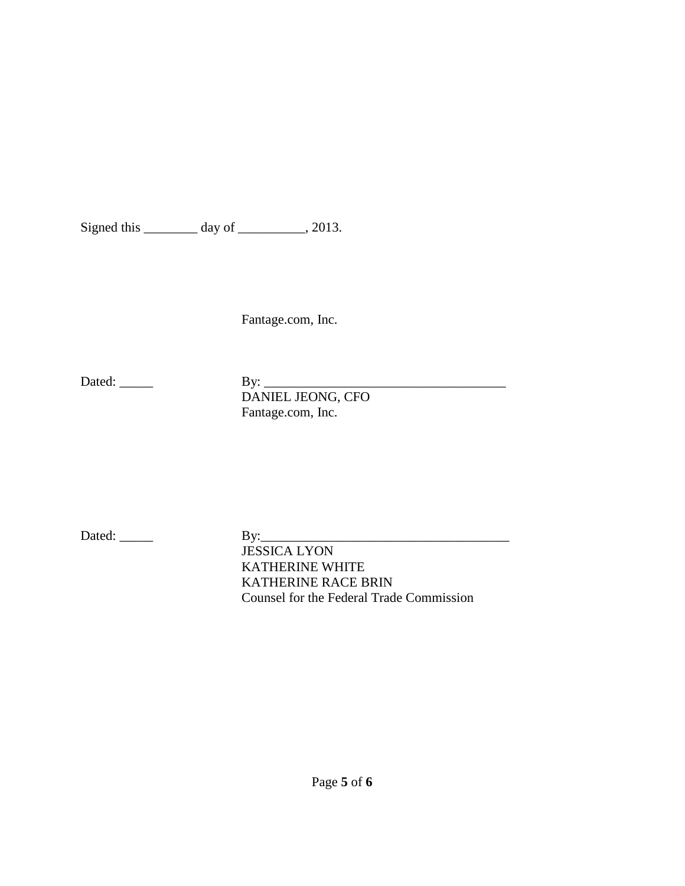Signed this ________ day of __________, 2013.

Fantage.com, Inc.

Dated: _____ By: ____________________________________
DANIEL JEONG, CFO
Fantage.com, Inc.

Dated: _____ By: ____________________________________
JESSICA LYON
KATHERINE WHITE
KATHERINE RACE BRIN
Counsel for the Federal Trade Commission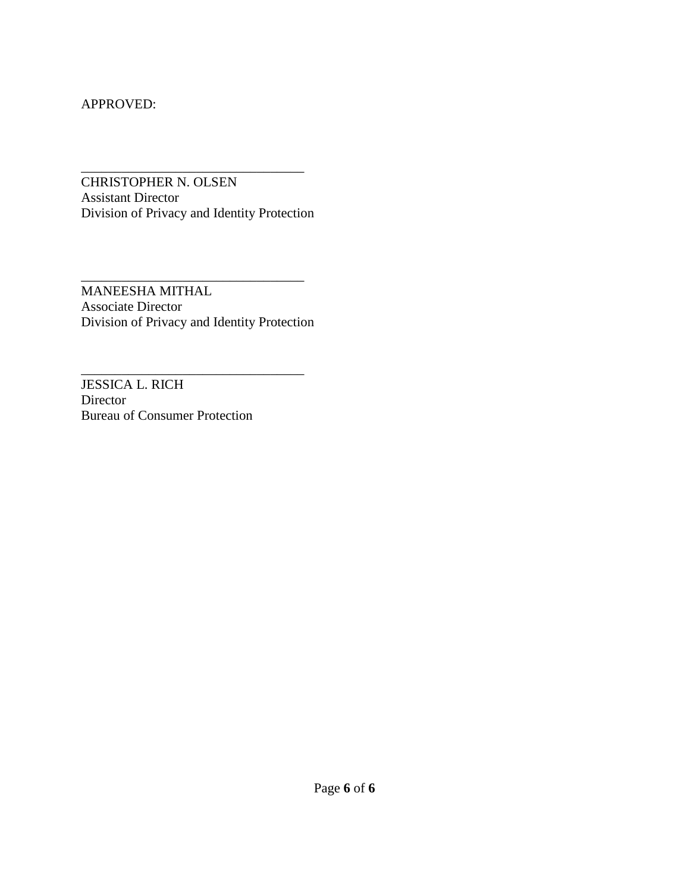APPROVED:

\_\_\_\_\_\_\_\_\_\_\_\_\_\_\_\_\_\_\_\_\_\_\_\_\_\_\_\_\_\_\_\_\_\_
CHRISTOPHER N. OLSEN
Assistant Director
Division of Privacy and Identity Protection

\_\_\_\_\_\_\_\_\_\_\_\_\_\_\_\_\_\_\_\_\_\_\_\_\_\_\_\_\_\_\_\_\_\_
MANEESHA MITHAL
Associate Director
Division of Privacy and Identity Protection

\_\_\_\_\_\_\_\_\_\_\_\_\_\_\_\_\_\_\_\_\_\_\_\_\_\_\_\_\_\_\_\_\_\_
JESSICA L. RICH
Director
Bureau of Consumer Protection